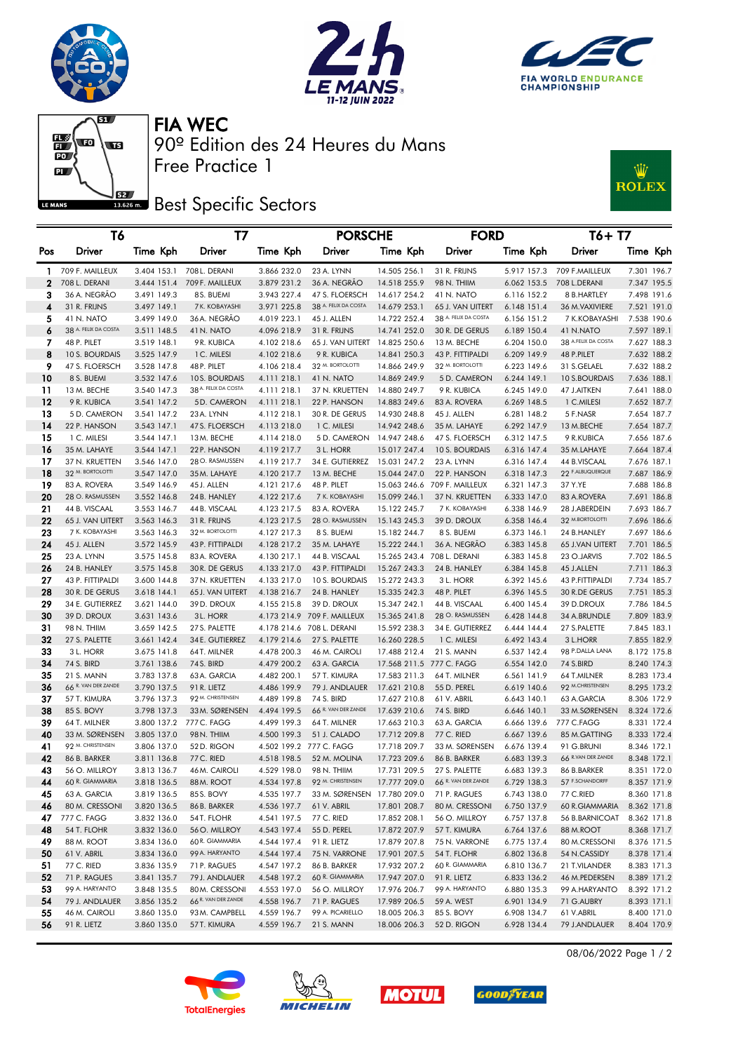# FIA WEC

## 90º Edition des 24 Heures du Mans

### Free Practice 1

### Best Specific Sectors

| | T6 | | | T7 | | | PORSCHE | | | FORD | | | T6+ T7 | | |
|---|---|---|---|---|---|---|---|---|---|---|---|---|---|---|---|
| Pos | Driver | Time | Kph | Driver | Time | Kph | Driver | Time | Kph | Driver | Time | Kph | Driver | Time | Kph |
| 1 | 709 F. MAILLEUX | 3.404 | 153.1 | 708 L. DERANI | 3.866 | 232.0 | 23 A. LYNN | 14.505 | 256.1 | 31 R. FRIJNS | 5.917 | 157.3 | 709 F.MAILLEUX | 7.301 | 196.7 |
| 2 | 708 L. DERANI | 3.444 | 151.4 | 709 F. MAILLEUX | 3.879 | 231.2 | 36 A. NEGRÃO | 14.518 | 255.9 | 98 N. THIIM | 6.062 | 153.5 | 708 L.DERANI | 7.347 | 195.5 |
| 3 | 36 A. NEGRÃO | 3.491 | 149.3 | 8 S. BUEMI | 3.943 | 227.4 | 47 S. FLOERSCH | 14.617 | 254.2 | 41 N. NATO | 6.116 | 152.2 | 8 B.HARTLEY | 7.498 | 191.6 |
| 4 | 31 R. FRIJNS | 3.497 | 149.1 | 7 K. KOBAYASHI | 3.971 | 225.8 | 38 A. FELIX DA COSTA | 14.679 | 253.1 | 65 J. VAN UITERT | 6.148 | 151.4 | 36 M.VAXIVIERE | 7.521 | 191.0 |
| 5 | 41 N. NATO | 3.499 | 149.0 | 36 A. NEGRÃO | 4.019 | 223.1 | 45 J. ALLEN | 14.722 | 252.4 | 38 A. FELIX DA COSTA | 6.156 | 151.2 | 7 K.KOBAYASHI | 7.538 | 190.6 |
| 6 | 38 A. FELIX DA COSTA | 3.511 | 148.5 | 41 N. NATO | 4.096 | 218.9 | 31 R. FRIJNS | 14.741 | 252.0 | 30 R. DE GERUS | 6.189 | 150.4 | 41 N.NATO | 7.597 | 189.1 |
| 7 | 48 P. PILET | 3.519 | 148.1 | 9 R. KUBICA | 4.102 | 218.6 | 65 J. VAN UITERT | 14.825 | 250.6 | 13 M. BECHE | 6.204 | 150.0 | 38 A.FELIX DA COSTA | 7.627 | 188.3 |
| 8 | 10 S. BOURDAIS | 3.525 | 147.9 | 1 C. MILESI | 4.102 | 218.6 | 9 R. KUBICA | 14.841 | 250.3 | 43 P. FITTIPALDI | 6.209 | 149.9 | 48 P.PILET | 7.632 | 188.2 |
| 9 | 47 S. FLOERSCH | 3.528 | 147.8 | 48 P. PILET | 4.106 | 218.4 | 32 M. BORTOLOTTI | 14.866 | 249.9 | 32 M. BORTOLOTTI | 6.223 | 149.6 | 31 S.GELAEL | 7.632 | 188.2 |
| 10 | 8 S. BUEMI | 3.532 | 147.6 | 10 S. BOURDAIS | 4.111 | 218.1 | 41 N. NATO | 14.869 | 249.9 | 5 D. CAMERON | 6.244 | 149.1 | 10 S.BOURDAIS | 7.636 | 188.1 |
| 11 | 13 M. BECHE | 3.540 | 147.3 | 38 A. FELIX DA COSTA | 4.111 | 218.1 | 37 N. KRUETTEN | 14.880 | 249.7 | 9 R. KUBICA | 6.245 | 149.0 | 47 J.AITKEN | 7.641 | 188.0 |
| 12 | 9 R. KUBICA | 3.541 | 147.2 | 5 D. CAMERON | 4.111 | 218.1 | 22 P. HANSON | 14.883 | 249.6 | 83 A. ROVERA | 6.269 | 148.5 | 1 C.MILESI | 7.652 | 187.7 |
| 13 | 5 D. CAMERON | 3.541 | 147.2 | 23 A. LYNN | 4.112 | 218.1 | 30 R. DE GERUS | 14.930 | 248.8 | 45 J. ALLEN | 6.281 | 148.2 | 5 F.NASR | 7.654 | 187.7 |
| 14 | 22 P. HANSON | 3.543 | 147.1 | 47 S. FLOERSCH | 4.113 | 218.0 | 1 C. MILESI | 14.942 | 248.6 | 35 M. LAHAYE | 6.292 | 147.9 | 13 M.BECHE | 7.654 | 187.7 |
| 15 | 1 C. MILESI | 3.544 | 147.1 | 13 M. BECHE | 4.114 | 218.0 | 5 D. CAMERON | 14.947 | 248.6 | 47 S. FLOERSCH | 6.312 | 147.5 | 9 R.KUBICA | 7.656 | 187.6 |
| 16 | 35 M. LAHAYE | 3.544 | 147.1 | 22 P. HANSON | 4.119 | 217.7 | 3 L. HORR | 15.017 | 247.4 | 10 S. BOURDAIS | 6.316 | 147.4 | 35 M.LAHAYE | 7.664 | 187.4 |
| 17 | 37 N. KRUETTEN | 3.546 | 147.0 | 28 O. RASMUSSEN | 4.119 | 217.7 | 34 E. GUTIERREZ | 15.031 | 247.2 | 23 A. LYNN | 6.316 | 147.4 | 44 B.VISCAAL | 7.676 | 187.1 |
| 18 | 32 M. BORTOLOTTI | 3.547 | 147.0 | 35 M. LAHAYE | 4.120 | 217.7 | 13 M. BECHE | 15.044 | 247.0 | 22 P. HANSON | 6.318 | 147.3 | 22 F.ALBUQUERQUE | 7.687 | 186.9 |
| 19 | 83 A. ROVERA | 3.549 | 146.9 | 45 J. ALLEN | 4.121 | 217.6 | 48 P. PILET | 15.063 | 246.6 | 709 F. MAILLEUX | 6.321 | 147.3 | 37 Y.YE | 7.688 | 186.8 |
| 20 | 28 O. RASMUSSEN | 3.552 | 146.8 | 24 B. HANLEY | 4.122 | 217.6 | 7 K. KOBAYASHI | 15.099 | 246.1 | 37 N. KRUETTEN | 6.333 | 147.0 | 83 A.ROVERA | 7.691 | 186.8 |
| 21 | 44 B. VISCAAL | 3.553 | 146.7 | 44 B. VISCAAL | 4.123 | 217.5 | 83 A. ROVERA | 15.122 | 245.7 | 7 K. KOBAYASHI | 6.338 | 146.9 | 28 J.ABERDEIN | 7.693 | 186.7 |
| 22 | 65 J. VAN UITERT | 3.563 | 146.3 | 31 R. FRIJNS | 4.123 | 217.5 | 28 O. RASMUSSEN | 15.143 | 245.3 | 39 D. DROUX | 6.358 | 146.4 | 32 M.BORTOLOTTI | 7.696 | 186.6 |
| 23 | 7 K. KOBAYASHI | 3.563 | 146.3 | 32 M. BORTOLOTTI | 4.127 | 217.3 | 8 S. BUEMI | 15.182 | 244.7 | 8 S. BUEMI | 6.373 | 146.1 | 24 B.HANLEY | 7.697 | 186.6 |
| 24 | 45 J. ALLEN | 3.572 | 145.9 | 43 P. FITTIPALDI | 4.128 | 217.2 | 35 M. LAHAYE | 15.222 | 244.1 | 36 A. NEGRÃO | 6.383 | 145.8 | 65 J.VAN UITERT | 7.701 | 186.5 |
| 25 | 23 A. LYNN | 3.575 | 145.8 | 83 A. ROVERA | 4.130 | 217.1 | 44 B. VISCAAL | 15.265 | 243.4 | 708 L. DERANI | 6.383 | 145.8 | 23 O.JARVIS | 7.702 | 186.5 |
| 26 | 24 B. HANLEY | 3.575 | 145.8 | 30 R. DE GERUS | 4.133 | 217.0 | 43 P. FITTIPALDI | 15.267 | 243.3 | 24 B. HANLEY | 6.384 | 145.8 | 45 J.ALLEN | 7.711 | 186.3 |
| 27 | 43 P. FITTIPALDI | 3.600 | 144.8 | 37 N. KRUETTEN | 4.133 | 217.0 | 10 S. BOURDAIS | 15.272 | 243.3 | 3 L. HORR | 6.392 | 145.6 | 43 P.FITTIPALDI | 7.734 | 185.7 |
| 28 | 30 R. DE GERUS | 3.618 | 144.1 | 65 J. VAN UITERT | 4.138 | 216.7 | 24 B. HANLEY | 15.335 | 242.3 | 48 P. PILET | 6.396 | 145.5 | 30 R.DE GERUS | 7.751 | 185.3 |
| 29 | 34 E. GUTIERREZ | 3.621 | 144.0 | 39 D. DROUX | 4.155 | 215.8 | 39 D. DROUX | 15.347 | 242.1 | 44 B. VISCAAL | 6.400 | 145.4 | 39 D.DROUX | 7.786 | 184.5 |
| 30 | 39 D. DROUX | 3.631 | 143.6 | 3 L. HORR | 4.173 | 214.9 | 709 F. MAILLEUX | 15.365 | 241.8 | 28 O. RASMUSSEN | 6.428 | 144.8 | 34 A.BRUNDLE | 7.809 | 183.9 |
| 31 | 98 N. THIIM | 3.659 | 142.5 | 27 S. PALETTE | 4.178 | 214.6 | 708 L. DERANI | 15.592 | 238.3 | 34 E. GUTIERREZ | 6.444 | 144.4 | 27 S.PALETTE | 7.845 | 183.1 |
| 32 | 27 S. PALETTE | 3.661 | 142.4 | 34 E. GUTIERREZ | 4.179 | 214.6 | 27 S. PALETTE | 16.260 | 228.5 | 1 C. MILESI | 6.492 | 143.4 | 3 L.HORR | 7.855 | 182.9 |
| 33 | 3 L. HORR | 3.675 | 141.8 | 64 T. MILNER | 4.478 | 200.3 | 46 M. CAIROLI | 17.488 | 212.4 | 21 S. MANN | 6.537 | 142.4 | 98 P.DALLA LANA | 8.172 | 175.8 |
| 34 | 74 S. BIRD | 3.761 | 138.6 | 74 S. BIRD | 4.479 | 200.2 | 63 A. GARCIA | 17.568 | 211.5 | 777 C. FAGG | 6.554 | 142.0 | 74 S.BIRD | 8.240 | 174.3 |
| 35 | 21 S. MANN | 3.783 | 137.8 | 63 A. GARCIA | 4.482 | 200.1 | 57 T. KIMURA | 17.583 | 211.3 | 64 T. MILNER | 6.561 | 141.9 | 64 T.MILNER | 8.283 | 173.4 |
| 36 | 66 R. VAN DER ZANDE | 3.790 | 137.5 | 91 R. LIETZ | 4.486 | 199.9 | 79 J. ANDLAUER | 17.621 | 210.8 | 55 D. PEREL | 6.619 | 140.6 | 92 M.CHRISTENSEN | 8.295 | 173.2 |
| 37 | 57 T. KIMURA | 3.796 | 137.3 | 92 M. CHRISTENSEN | 4.489 | 199.8 | 74 S. BIRD | 17.627 | 210.8 | 61 V. ABRIL | 6.643 | 140.1 | 63 A.GARCIA | 8.306 | 172.9 |
| 38 | 85 S. BOVY | 3.798 | 137.3 | 33 M. SØRENSEN | 4.494 | 199.5 | 66 R. VAN DER ZANDE | 17.639 | 210.6 | 74 S. BIRD | 6.646 | 140.1 | 33 M.SØRENSEN | 8.324 | 172.6 |
| 39 | 64 T. MILNER | 3.800 | 137.2 | 777 C. FAGG | 4.499 | 199.3 | 64 T. MILNER | 17.663 | 210.3 | 63 A. GARCIA | 6.666 | 139.6 | 777 C.FAGG | 8.331 | 172.4 |
| 40 | 33 M. SØRENSEN | 3.805 | 137.0 | 98 N. THIIM | 4.500 | 199.3 | 51 J. CALADO | 17.712 | 209.8 | 77 C. RIED | 6.667 | 139.6 | 85 M.GATTING | 8.333 | 172.4 |
| 41 | 92 M. CHRISTENSEN | 3.806 | 137.0 | 52 D. RIGON | 4.502 | 199.2 | 777 C. FAGG | 17.718 | 209.7 | 33 M. SØRENSEN | 6.676 | 139.4 | 91 G.BRUNI | 8.346 | 172.1 |
| 42 | 86 B. BARKER | 3.811 | 136.8 | 77 C. RIED | 4.518 | 198.5 | 52 M. MOLINA | 17.723 | 209.6 | 86 B. BARKER | 6.683 | 139.3 | 66 R.VAN DER ZANDE | 8.348 | 172.1 |
| 43 | 56 O. MILLROY | 3.813 | 136.7 | 46 M. CAIROLI | 4.529 | 198.0 | 98 N. THIIM | 17.731 | 209.5 | 27 S. PALETTE | 6.683 | 139.3 | 86 B.BARKER | 8.351 | 172.0 |
| 44 | 60 R. GIAMMARIA | 3.818 | 136.5 | 88 M. ROOT | 4.534 | 197.8 | 92 M. CHRISTENSEN | 17.777 | 209.0 | 66 R. VAN DER ZANDE | 6.729 | 138.3 | 57 F.SCHANDORFF | 8.357 | 171.9 |
| 45 | 63 A. GARCIA | 3.819 | 136.5 | 85 S. BOVY | 4.535 | 197.7 | 33 M. SØRENSEN | 17.780 | 209.0 | 71 P. RAGUES | 6.743 | 138.0 | 77 C.RIED | 8.360 | 171.8 |
| 46 | 80 M. CRESSONI | 3.820 | 136.5 | 86 B. BARKER | 4.536 | 197.7 | 61 V. ABRIL | 17.801 | 208.7 | 80 M. CRESSONI | 6.750 | 137.9 | 60 R.GIAMMARIA | 8.362 | 171.8 |
| 47 | 777 C. FAGG | 3.832 | 136.0 | 54 T. FLOHR | 4.541 | 197.5 | 77 C. RIED | 17.852 | 208.1 | 56 O. MILLROY | 6.757 | 137.8 | 56 B.BARNICOAT | 8.362 | 171.8 |
| 48 | 54 T. FLOHR | 3.832 | 136.0 | 56 O. MILLROY | 4.543 | 197.4 | 55 D. PEREL | 17.872 | 207.9 | 57 T. KIMURA | 6.764 | 137.6 | 88 M.ROOT | 8.368 | 171.7 |
| 49 | 88 M. ROOT | 3.834 | 136.0 | 60 R. GIAMMARIA | 4.544 | 197.4 | 91 R. LIETZ | 17.879 | 207.8 | 75 N. VARRONE | 6.775 | 137.4 | 80 M.CRESSONI | 8.376 | 171.5 |
| 50 | 61 V. ABRIL | 3.834 | 136.0 | 99 A. HARYANTO | 4.544 | 197.4 | 75 N. VARRONE | 17.901 | 207.5 | 54 T. FLOHR | 6.802 | 136.8 | 54 N.CASSIDY | 8.378 | 171.4 |
| 51 | 77 C. RIED | 3.836 | 135.9 | 71 P. RAGUES | 4.547 | 197.2 | 86 B. BARKER | 17.932 | 207.2 | 60 R. GIAMMARIA | 6.810 | 136.7 | 21 T.VILANDER | 8.383 | 171.3 |
| 52 | 71 P. RAGUES | 3.841 | 135.7 | 79 J. ANDLAUER | 4.548 | 197.2 | 60 R. GIAMMARIA | 17.947 | 207.0 | 91 R. LIETZ | 6.833 | 136.2 | 46 M.PEDERSEN | 8.389 | 171.2 |
| 53 | 99 A. HARYANTO | 3.848 | 135.5 | 80 M. CRESSONI | 4.553 | 197.0 | 56 O. MILLROY | 17.976 | 206.7 | 99 A. HARYANTO | 6.880 | 135.3 | 99 A.HARYANTO | 8.392 | 171.2 |
| 54 | 79 J. ANDLAUER | 3.856 | 135.2 | 66 R. VAN DER ZANDE | 4.558 | 196.7 | 71 P. RAGUES | 17.989 | 206.5 | 59 A. WEST | 6.901 | 134.9 | 71 G.AUBRY | 8.393 | 171.1 |
| 55 | 46 M. CAIROLI | 3.860 | 135.0 | 93 M. CAMPBELL | 4.559 | 196.7 | 99 A. PICARIELLO | 18.005 | 206.3 | 85 S. BOVY | 6.908 | 134.7 | 61 V.ABRIL | 8.400 | 171.0 |
| 56 | 91 R. LIETZ | 3.860 | 135.0 | 57 T. KIMURA | 4.559 | 196.7 | 21 S. MANN | 18.006 | 206.3 | 52 D. RIGON | 6.928 | 134.4 | 79 J.ANDLAUER | 8.404 | 170.9 |

08/06/2022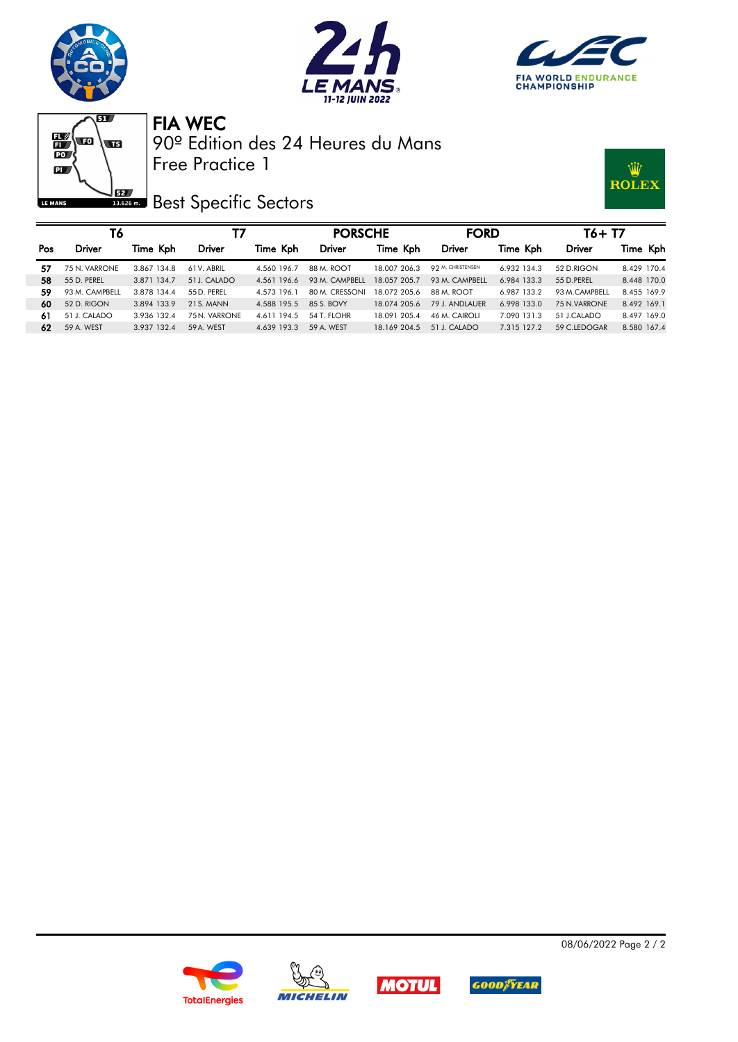# FIA WEC

## 90º Edition des 24 Heures du Mans

## Free Practice 1

## Best Specific Sectors

| | T6 | | | T7 | | | PORSCHE | | | FORD | | | T6+ T7 | | |
|---|---|---|---|---|---|---|---|---|---|---|---|---|---|---|---|
| Pos | Driver | Time | Kph | Driver | Time | Kph | Driver | Time | Kph | Driver | Time | Kph | Driver | Time | Kph |
| 57 | 75 N. VARRONE | 3.867 | 134.8 | 61 V. ABRIL | 4.560 | 196.7 | 88 M. ROOT | 18.007 | 206.3 | 92 M. CHRISTENSEN | 6.932 | 134.3 | 52 D.RIGON | 8.429 | 170.4 |
| 58 | 55 D. PEREL | 3.871 | 134.7 | 51 J. CALADO | 4.561 | 196.6 | 93 M. CAMPBELL | 18.057 | 205.7 | 93 M. CAMPBELL | 6.984 | 133.3 | 55 D.PEREL | 8.448 | 170.0 |
| 59 | 93 M. CAMPBELL | 3.878 | 134.4 | 55 D. PEREL | 4.573 | 196.1 | 80 M. CRESSONI | 18.072 | 205.6 | 88 M. ROOT | 6.987 | 133.2 | 93 M.CAMPBELL | 8.455 | 169.9 |
| 60 | 52 D. RIGON | 3.894 | 133.9 | 21 S. MANN | 4.588 | 195.5 | 85 S. BOVY | 18.074 | 205.6 | 79 J. ANDLAUER | 6.998 | 133.0 | 75 N.VARRONE | 8.492 | 169.1 |
| 61 | 51 J. CALADO | 3.936 | 132.4 | 75 N. VARRONE | 4.611 | 194.5 | 54 T. FLOHR | 18.091 | 205.4 | 46 M. CAIROLI | 7.090 | 131.3 | 51 J.CALADO | 8.497 | 169.0 |
| 62 | 59 A. WEST | 3.937 | 132.4 | 59 A. WEST | 4.639 | 193.3 | 59 A. WEST | 18.169 | 204.5 | 51 J. CALADO | 7.315 | 127.2 | 59 C.LEDOGAR | 8.580 | 167.4 |

08/06/2022